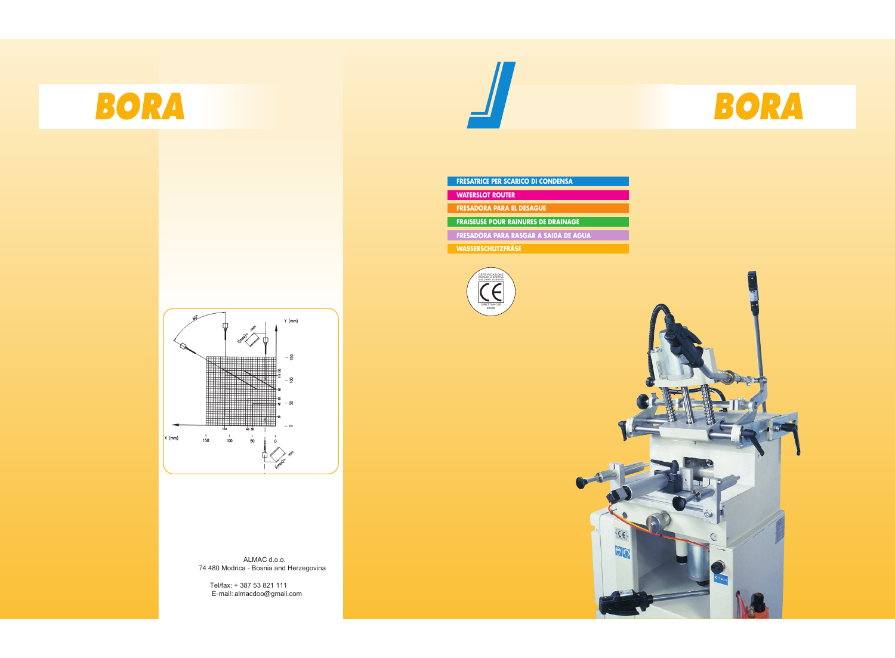# BORA

# BORA

**FRESATRICE PER SCARICO DI CONDENSA**

**WATERSLOT ROUTER**

**FRESADORA PARA EL DESAGUE**

**FRAISEUSE POUR RAINURES DE DRAINAGE**

**FRESADORA PARA RASGAR A SAIDA DE AGUA**

**WASSERSCHLITZFRÄSE**

ALMAC d.o.o.
74 480 Modrica - Bosnia and Herzegovina

Tel/fax: + 387 53 821 111
E-mail: almacdoo@gmail.com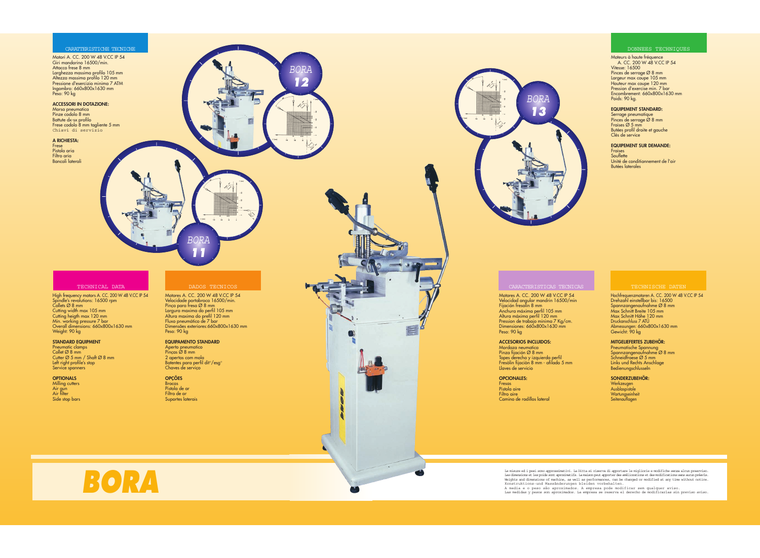## CARATTERISTICHE TECNICHE

Motori A. CC. 200 W 48 V.CC IP 54
Giri mandarino 16500/min.
Attacco frese 8 mm
Larghezza massima profilo 105 mm
Altezza massima profilo 120 mm
Pressione d'esercizio minima 7 ATM
Ingombro: 660x800x1630 mm
Peso: 90 kg

**ACCESSORI IN DOTAZIONE:**
Morsa pneumatica
Pinze codolo 8 mm
Battute dx-sx profilo
Frese codolo 8 mm tagliente 5 mm
Chiavi di servizio

**A RICHIESTA:**
Frese
Pistola aria
Filtro aria
Bancali laterali

BORA 12

BORA 11

BORA 13

## DONNEES TECHNIQUES

Moteurs à haute fréquence
A. CC. 200 W 48 V.CC IP 54
Vitesse: 16500
Pinces de serrage Ø 8 mm
Largeur max coupe 105 mm
Hauteur max coupe 120 mm
Pression d'exercise min. 7 bar
Encombrement: 660x800x1630 mm
Poids: 90 kg.

**EQUIPEMENT STANDARD:**
Serrage pneumatique
Pinces de serrage Ø 8 mm
Fraises Ø 5 mm
Butées profil droite et gauche
Clés de service

**EQUIPEMENT SUR DEMANDE:**
Fraises
Soufflette
Unité de conditionnement de l'air
Butées laterales

## TECHNICAL DATA

High frequency motors A. CC. 200 W 48 V.CC IP 54
Spindle's revolutions: 16500 rpm
Collets Ø 8 mm
Cutting width max 105 mm
Cutting heigth max 120 mm
Min. working pressure 7 bar
Overall dimensions: 660x800x1630 mm
Weight: 90 kg

**STANDARD EQUIPMENT**
Pneumatic clamps
Collet Ø 8 mm
Cutter Ø 5 mm / Shaft Ø 8 mm
Left right profile's stop
Service spanners

**OPTIONALS**
Milling cutters
Air gun
Air filter
Side stop bars

## DADOS TECNICOS

Motores A. CC. 200 W 48 V.CC IP 54
Velocidade portabroca 16500/min.
Pinça para fresa Ø 8 mm
Largura maxima do perfil 105 mm
Altura maxima do prefil 120 mm
Fluxo pneumático de 7 bar
Dimensões exteriores:660x800x1630 mm
Peso: 90 kg

**EQUIPAMENTO STANDARD**
Aperto pneumatico
Pinças Ø 8 mm
2 apertos com mola
Batentes para perfil dit°/esg°
Chaves de serviço

**OPÇÕES**
Brocas
Pistola de ar
Filtro de ar
Suportes laterais

## CARACTERISTICAS TECNICAS

Motores A. CC. 200 W 48 V.CC IP 54
Velocidad angular mandrin 16500/min
Fijación fresolín 8 mm
Anchura máxima perfil 105 mm
Altura máxima perfil 120 mm
Pression de trabajo minima 7 Kg/cm.
Dimensiones: 660x800x1630 mm
Peso: 90 kg

**ACCESORIOS INCLUIDOS:**
Mordaza neumatica
Pinza fijación Ø 8 mm
Topes derecha y izquierda perfil
Fresolín fijación 8 mm - afilado 5 mm
Llaves de servicio

**OPCIONALES:**
Fresas
Pistola aire
Filtro aire
Camino de rodillos lateral

## TECHNISCHE DATEN

Hochfrequenzmotoren A. CC. 200 W 48 V.CC IP 54
Drehzahl einstellbar bis: 16500
Spannzangenaufnahme Ø 8 mm
Max Schnitt Breite 105 mm
Max Schnitt Höhe 120 mm
Druckanschluss 7 ATÜ
Abmessungen: 660x800x1630 mm
Gewicht: 90 kg

**MITGELIEFERTES ZUBEHÖR:**
Pneumatische Spannung
Spannzangenaufnahme Ø 8 mm
Schneidfraese Ø 5 mm
Links und Rechts Anschlage
Bedienungschlusseln

**SONDERZUBEHÖR:**
Werkzeugen
Ausblaspistole
Wartungseinheit
Seitenauflagen

# BORA

Le misure ed i pesi sono approssimativi. La Ditta si riserva di apportare le migliorie e modifiche senza alcun preavviso.
Les dimensions et les poids sont approximatifs. La maison peut apporter des améliorations et des modifications sans aucun préavis.
Weights and dimensions of machine, as well as performances, can be changed or modified at any time without notice.
Konstruktions-und Masseänderungen bleiden vorbehalten.
A media e o peso são aproximados. A empresa pode modificar sem qualquer aviso.
Las medidas y pesos son aproximados. La empresa se reserva el derecho de modificarlas sin previso aviso.